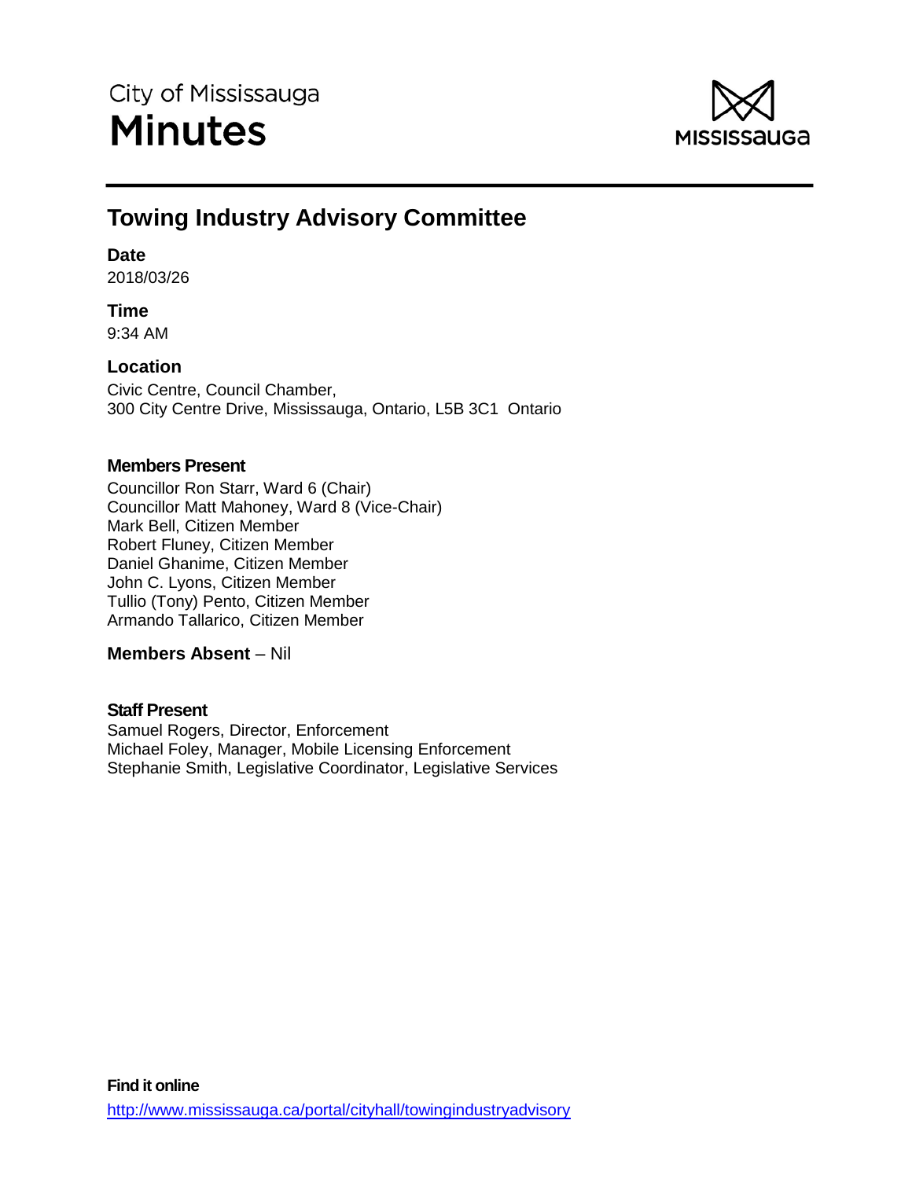City of Mississauga

# Minutes

MISSISSAUGA

## Towing Industry Advisory Committee

**Date**
2018/03/26

**Time**
9:34 AM

**Location**
Civic Centre, Council Chamber,
300 City Centre Drive, Mississauga, Ontario, L5B 3C1 Ontario

**Members Present**
Councillor Ron Starr, Ward 6 (Chair)
Councillor Matt Mahoney, Ward 8 (Vice-Chair)
Mark Bell, Citizen Member
Robert Fluney, Citizen Member
Daniel Ghanime, Citizen Member
John C. Lyons, Citizen Member
Tullio (Tony) Pento, Citizen Member
Armando Tallarico, Citizen Member

**Members Absent** – Nil

**Staff Present**
Samuel Rogers, Director, Enforcement
Michael Foley, Manager, Mobile Licensing Enforcement
Stephanie Smith, Legislative Coordinator, Legislative Services

**Find it online**
http://www.mississauga.ca/portal/cityhall/towingindustryadvisory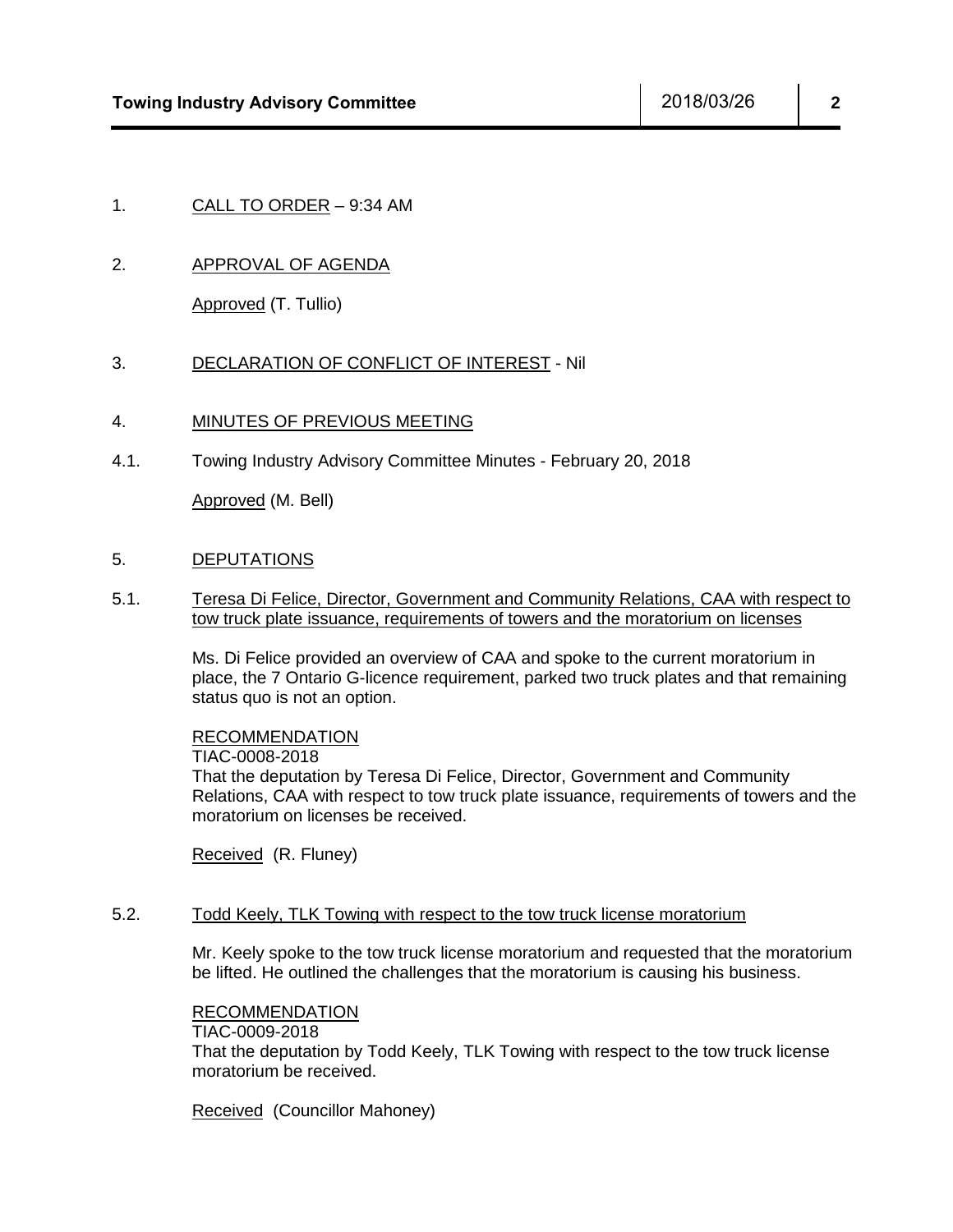1. CALL TO ORDER – 9:34 AM

2. APPROVAL OF AGENDA

   Approved (T. Tullio)

3. DECLARATION OF CONFLICT OF INTEREST - Nil

4. MINUTES OF PREVIOUS MEETING

4.1. Towing Industry Advisory Committee Minutes - February 20, 2018

   Approved (M. Bell)

5. DEPUTATIONS

5.1. Teresa Di Felice, Director, Government and Community Relations, CAA with respect to tow truck plate issuance, requirements of towers and the moratorium on licenses

   Ms. Di Felice provided an overview of CAA and spoke to the current moratorium in place, the 7 Ontario G-licence requirement, parked two truck plates and that remaining status quo is not an option.

   RECOMMENDATION
   TIAC-0008-2018
   That the deputation by Teresa Di Felice, Director, Government and Community Relations, CAA with respect to tow truck plate issuance, requirements of towers and the moratorium on licenses be received.

   Received (R. Fluney)

5.2. Todd Keely, TLK Towing with respect to the tow truck license moratorium

   Mr. Keely spoke to the tow truck license moratorium and requested that the moratorium be lifted. He outlined the challenges that the moratorium is causing his business.

   RECOMMENDATION
   TIAC-0009-2018
   That the deputation by Todd Keely, TLK Towing with respect to the tow truck license moratorium be received.

   Received (Councillor Mahoney)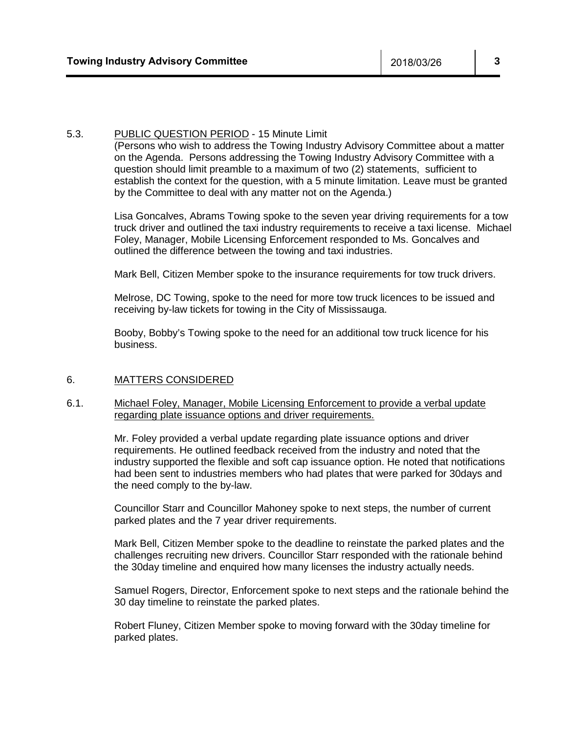5.3. PUBLIC QUESTION PERIOD - 15 Minute Limit

(Persons who wish to address the Towing Industry Advisory Committee about a matter on the Agenda. Persons addressing the Towing Industry Advisory Committee with a question should limit preamble to a maximum of two (2) statements, sufficient to establish the context for the question, with a 5 minute limitation. Leave must be granted by the Committee to deal with any matter not on the Agenda.)

Lisa Goncalves, Abrams Towing spoke to the seven year driving requirements for a tow truck driver and outlined the taxi industry requirements to receive a taxi license. Michael Foley, Manager, Mobile Licensing Enforcement responded to Ms. Goncalves and outlined the difference between the towing and taxi industries.

Mark Bell, Citizen Member spoke to the insurance requirements for tow truck drivers.

Melrose, DC Towing, spoke to the need for more tow truck licences to be issued and receiving by-law tickets for towing in the City of Mississauga.

Booby, Bobby's Towing spoke to the need for an additional tow truck licence for his business.

6. MATTERS CONSIDERED

6.1. Michael Foley, Manager, Mobile Licensing Enforcement to provide a verbal update regarding plate issuance options and driver requirements.

Mr. Foley provided a verbal update regarding plate issuance options and driver requirements. He outlined feedback received from the industry and noted that the industry supported the flexible and soft cap issuance option. He noted that notifications had been sent to industries members who had plates that were parked for 30days and the need comply to the by-law.

Councillor Starr and Councillor Mahoney spoke to next steps, the number of current parked plates and the 7 year driver requirements.

Mark Bell, Citizen Member spoke to the deadline to reinstate the parked plates and the challenges recruiting new drivers. Councillor Starr responded with the rationale behind the 30day timeline and enquired how many licenses the industry actually needs.

Samuel Rogers, Director, Enforcement spoke to next steps and the rationale behind the 30 day timeline to reinstate the parked plates.

Robert Fluney, Citizen Member spoke to moving forward with the 30day timeline for parked plates.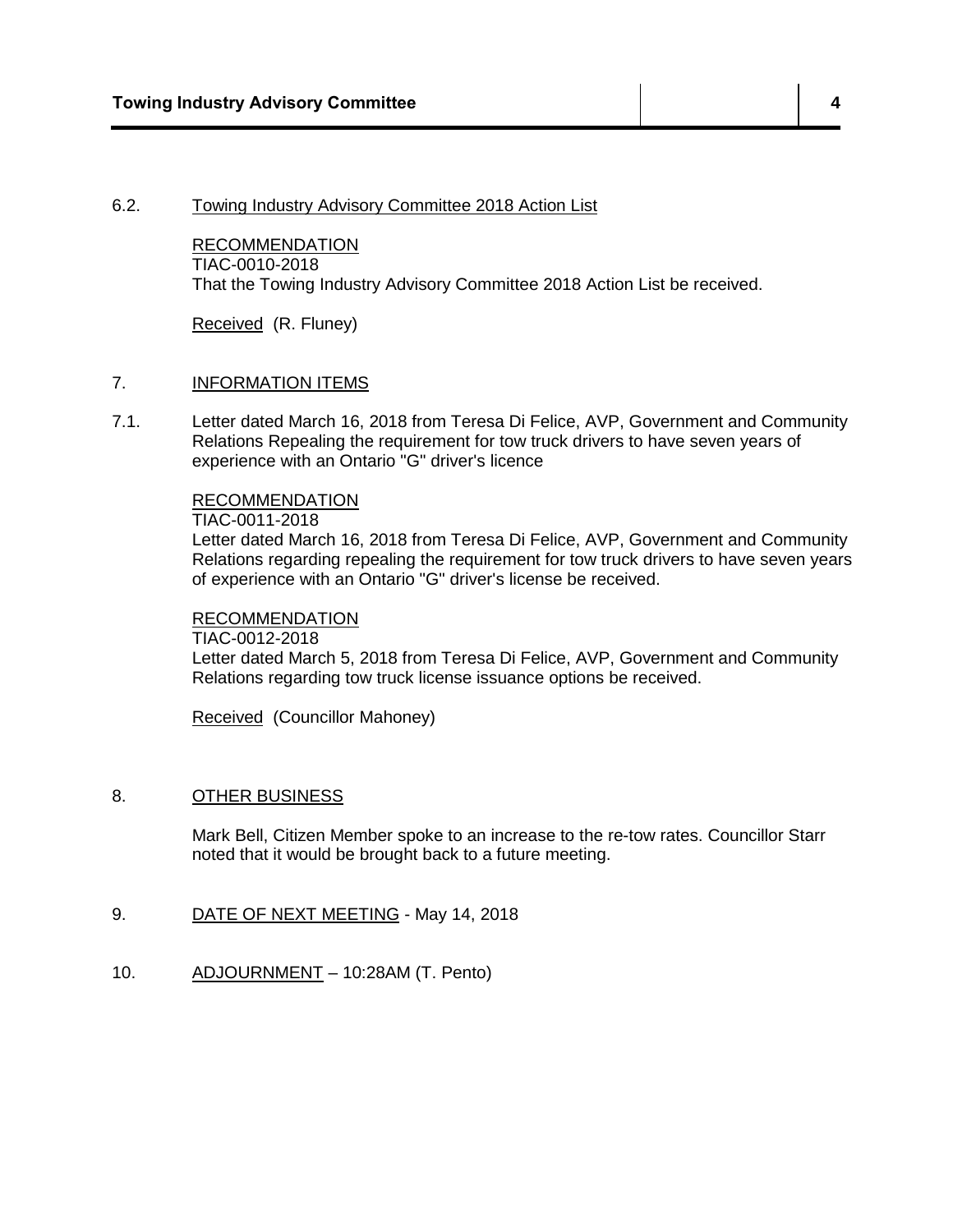6.2. Towing Industry Advisory Committee 2018 Action List

RECOMMENDATION
TIAC-0010-2018
That the Towing Industry Advisory Committee 2018 Action List be received.

Received (R. Fluney)

## 7. INFORMATION ITEMS

7.1. Letter dated March 16, 2018 from Teresa Di Felice, AVP, Government and Community Relations Repealing the requirement for tow truck drivers to have seven years of experience with an Ontario "G" driver's licence

RECOMMENDATION
TIAC-0011-2018
Letter dated March 16, 2018 from Teresa Di Felice, AVP, Government and Community Relations regarding repealing the requirement for tow truck drivers to have seven years of experience with an Ontario "G" driver's license be received.

RECOMMENDATION
TIAC-0012-2018
Letter dated March 5, 2018 from Teresa Di Felice, AVP, Government and Community Relations regarding tow truck license issuance options be received.

Received (Councillor Mahoney)

## 8. OTHER BUSINESS

Mark Bell, Citizen Member spoke to an increase to the re-tow rates. Councillor Starr noted that it would be brought back to a future meeting.

## 9. DATE OF NEXT MEETING - May 14, 2018

## 10. ADJOURNMENT – 10:28AM (T. Pento)